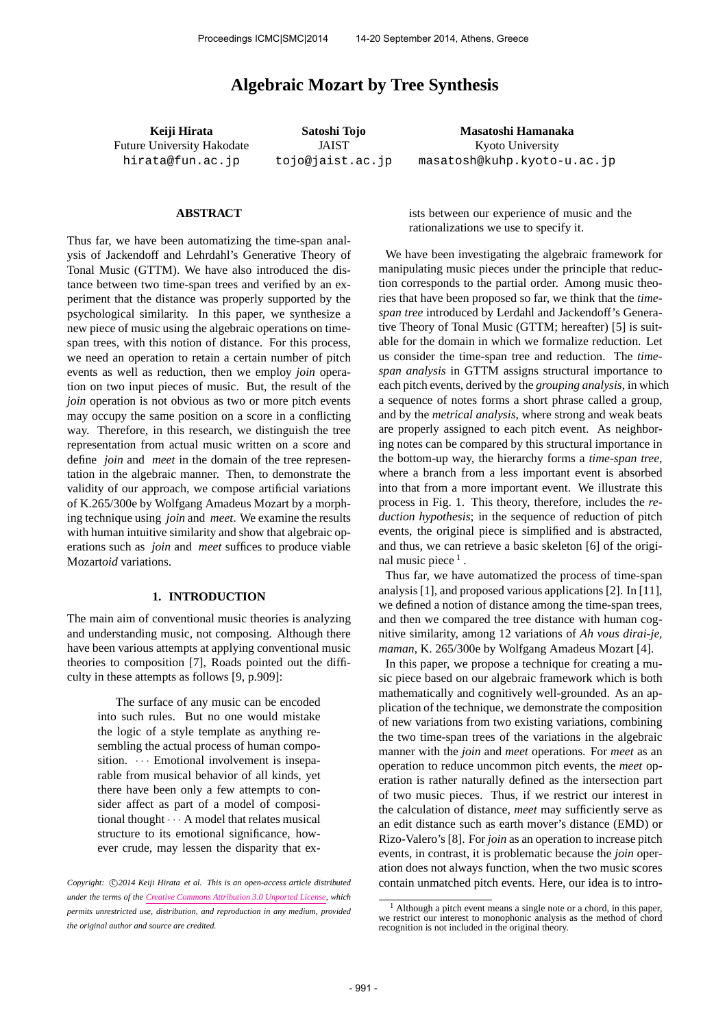# Algebraic Mozart by Tree Synthesis

**Keiji Hirata**
Future University Hakodate
hirata@fun.ac.jp

**Satoshi Tojo**
JAIST
tojo@jaist.ac.jp

**Masatoshi Hamanaka**
Kyoto University
masatosh@kuhp.kyoto-u.ac.jp

## ABSTRACT

Thus far, we have been automatizing the time-span analysis of Jackendoff and Lehrdahl's Generative Theory of Tonal Music (GTTM). We have also introduced the distance between two time-span trees and verified by an experiment that the distance was properly supported by the psychological similarity. In this paper, we synthesize a new piece of music using the algebraic operations on time-span trees, with this notion of distance. For this process, we need an operation to retain a certain number of pitch events as well as reduction, then we employ *join* operation on two input pieces of music. But, the result of the *join* operation is not obvious as two or more pitch events may occupy the same position on a score in a conflicting way. Therefore, in this research, we distinguish the tree representation from actual music written on a score and define *join* and *meet* in the domain of the tree representation in the algebraic manner. Then, to demonstrate the validity of our approach, we compose artificial variations of K.265/300e by Wolfgang Amadeus Mozart by a morphing technique using *join* and *meet*. We examine the results with human intuitive similarity and show that algebraic operations such as *join* and *meet* suffices to produce viable Mozart*oid* variations.

## 1. INTRODUCTION

The main aim of conventional music theories is analyzing and understanding music, not composing. Although there have been various attempts at applying conventional music theories to composition [7], Roads pointed out the difficulty in these attempts as follows [9, p.909]:

> The surface of any music can be encoded into such rules. But no one would mistake the logic of a style template as anything resembling the actual process of human composition. ⋯ Emotional involvement is inseparable from musical behavior of all kinds, yet there have been only a few attempts to consider affect as part of a model of compositional thought ⋯ A model that relates musical structure to its emotional significance, however crude, may lessen the disparity that exists between our experience of music and the rationalizations we use to specify it.

We have been investigating the algebraic framework for manipulating music pieces under the principle that reduction corresponds to the partial order. Among music theories that have been proposed so far, we think that the *time-span tree* introduced by Lerdahl and Jackendoff's Generative Theory of Tonal Music (GTTM; hereafter) [5] is suitable for the domain in which we formalize reduction. Let us consider the time-span tree and reduction. The *time-span analysis* in GTTM assigns structural importance to each pitch event, derived by the *grouping analysis*, in which a sequence of notes forms a short phrase called a group, and by the *metrical analysis*, where strong and weak beats are properly assigned to each pitch event. As neighboring notes can be compared by this structural importance in the bottom-up way, the hierarchy forms a *time-span tree*, where a branch from a less important event is absorbed into that from a more important event. We illustrate this process in Fig. 1. This theory, therefore, includes the *reduction hypothesis*; in the sequence of reduction of pitch events, the original piece is simplified and is abstracted, and thus, we can retrieve a basic skeleton [6] of the original music piece [1].

Thus far, we have automatized the process of time-span analysis [1], and proposed various applications [2]. In [11], we defined a notion of distance among the time-span trees, and then we compared the tree distance with human cognitive similarity, among 12 variations of *Ah vous dirai-je, maman*, K. 265/300e by Wolfgang Amadeus Mozart [4].

In this paper, we propose a technique for creating a music piece based on our algebraic framework which is both mathematically and cognitively well-grounded. As an application of the technique, we demonstrate the composition of new variations from two existing variations, combining the two time-span trees of the variations in the algebraic manner with the *join* and *meet* operations. For *meet* as an operation to reduce uncommon pitch events, the *meet* operation is rather naturally defined as the intersection part of two music pieces. Thus, if we restrict our interest in the calculation of distance, *meet* may sufficiently serve as an edit distance such as earth mover's distance (EMD) or Rizo-Valero's [8]. For *join* as an operation to increase pitch events, in contrast, it is problematic because the *join* operation does not always function, when the two music scores contain unmatched pitch events. Here, our idea is to intro-

[1] Although a pitch event means a single note or a chord, in this paper, we restrict our interest to monophonic analysis as the method of chord recognition is not included in the original theory.

*Copyright: ©2014 Keiji Hirata et al. This is an open-access article distributed under the terms of the Creative Commons Attribution 3.0 Unported License, which permits unrestricted use, distribution, and reproduction in any medium, provided the original author and source are credited.*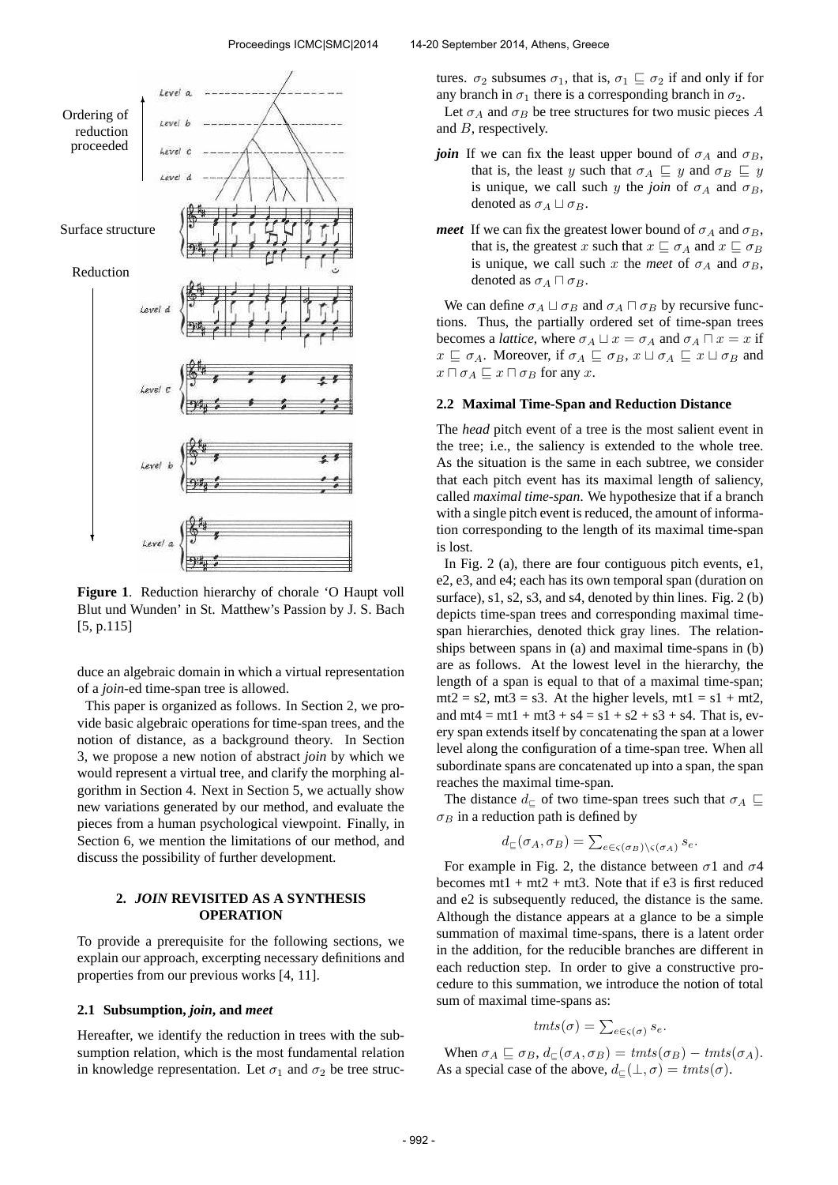**Figure 1**. Reduction hierarchy of chorale 'O Haupt voll Blut und Wunden' in St. Matthew's Passion by J. S. Bach [5, p.115]

duce an algebraic domain in which a virtual representation of a *join*-ed time-span tree is allowed.

This paper is organized as follows. In Section 2, we provide basic algebraic operations for time-span trees, and the notion of distance, as a background theory. In Section 3, we propose a new notion of abstract *join* by which we would represent a virtual tree, and clarify the morphing algorithm in Section 4. Next in Section 5, we actually show new variations generated by our method, and evaluate the pieces from a human psychological viewpoint. Finally, in Section 6, we mention the limitations of our method, and discuss the possibility of further development.

## 2. *JOIN* REVISITED AS A SYNTHESIS OPERATION

To provide a prerequisite for the following sections, we explain our approach, excerpting necessary definitions and properties from our previous works [4, 11].

### 2.1 Subsumption, *join*, and *meet*

Hereafter, we identify the reduction in trees with the subsumption relation, which is the most fundamental relation in knowledge representation. Let $\sigma_1$ and $\sigma_2$ be tree structures. $\sigma_2$ subsumes $\sigma_1$, that is, $\sigma_1 \sqsubseteq \sigma_2$ if and only if for any branch in $\sigma_1$ there is a corresponding branch in $\sigma_2$.

Let $\sigma_A$ and $\sigma_B$ be tree structures for two music pieces $A$ and $B$, respectively.

***join*** If we can fix the least upper bound of $\sigma_A$ and $\sigma_B$, that is, the least $y$ such that $\sigma_A \sqsubseteq y$ and $\sigma_B \sqsubseteq y$ is unique, we call such $y$ the *join* of $\sigma_A$ and $\sigma_B$, denoted as $\sigma_A \sqcup \sigma_B$.

***meet*** If we can fix the greatest lower bound of $\sigma_A$ and $\sigma_B$, that is, the greatest $x$ such that $x \sqsubseteq \sigma_A$ and $x \sqsubseteq \sigma_B$ is unique, we call such $x$ the *meet* of $\sigma_A$ and $\sigma_B$, denoted as $\sigma_A \sqcap \sigma_B$.

We can define $\sigma_A \sqcup \sigma_B$ and $\sigma_A \sqcap \sigma_B$ by recursive functions. Thus, the partially ordered set of time-span trees becomes a *lattice*, where $\sigma_A \sqcup x = \sigma_A$ and $\sigma_A \sqcap x = x$ if $x \sqsubseteq \sigma_A$. Moreover, if $\sigma_A \sqsubseteq \sigma_B$, $x \sqcup \sigma_A \sqsubseteq x \sqcup \sigma_B$ and $x \sqcap \sigma_A \sqsubseteq x \sqcap \sigma_B$ for any $x$.

### 2.2 Maximal Time-Span and Reduction Distance

The *head* pitch event of a tree is the most salient event in the tree; i.e., the saliency is extended to the whole tree. As the situation is the same in each subtree, we consider that each pitch event has its maximal length of saliency, called *maximal time-span*. We hypothesize that if a branch with a single pitch event is reduced, the amount of information corresponding to the length of its maximal time-span is lost.

In Fig. 2 (a), there are four contiguous pitch events, e1, e2, e3, and e4; each has its own temporal span (duration on surface), s1, s2, s3, and s4, denoted by thin lines. Fig. 2 (b) depicts time-span trees and corresponding maximal time-span hierarchies, denoted thick gray lines. The relationships between spans in (a) and maximal time-spans in (b) are as follows. At the lowest level in the hierarchy, the length of a span is equal to that of a maximal time-span; mt2 = s2, mt3 = s3. At the higher levels, mt1 = s1 + mt2, and mt4 = mt1 + mt3 + s4 = s1 + s2 + s3 + s4. That is, every span extends itself by concatenating the span at a lower level along the configuration of a time-span tree. When all subordinate spans are concatenated up into a span, the span reaches the maximal time-span.

The distance $d_{\sqsubseteq}$ of two time-span trees such that $\sigma_A \sqsubseteq \sigma_B$ in a reduction path is defined by

$$d_{\sqsubseteq}(\sigma_A, \sigma_B) = \sum_{e \in \varsigma(\sigma_B) \setminus \varsigma(\sigma_A)} s_e.$$

For example in Fig. 2, the distance between $\sigma 1$ and $\sigma 4$ becomes mt1 + mt2 + mt3. Note that if e3 is first reduced and e2 is subsequently reduced, the distance is the same. Although the distance appears at a glance to be a simple summation of maximal time-spans, there is a latent order in the addition, for the reducible branches are different in each reduction step. In order to give a constructive procedure to this summation, we introduce the notion of total sum of maximal time-spans as:

$$tmts(\sigma) = \sum_{e \in \varsigma(\sigma)} s_e.$$

When $\sigma_A \sqsubseteq \sigma_B$, $d_{\sqsubseteq}(\sigma_A, \sigma_B) = tmts(\sigma_B) - tmts(\sigma_A)$. As a special case of the above, $d_{\sqsubseteq}(\bot, \sigma) = tmts(\sigma)$.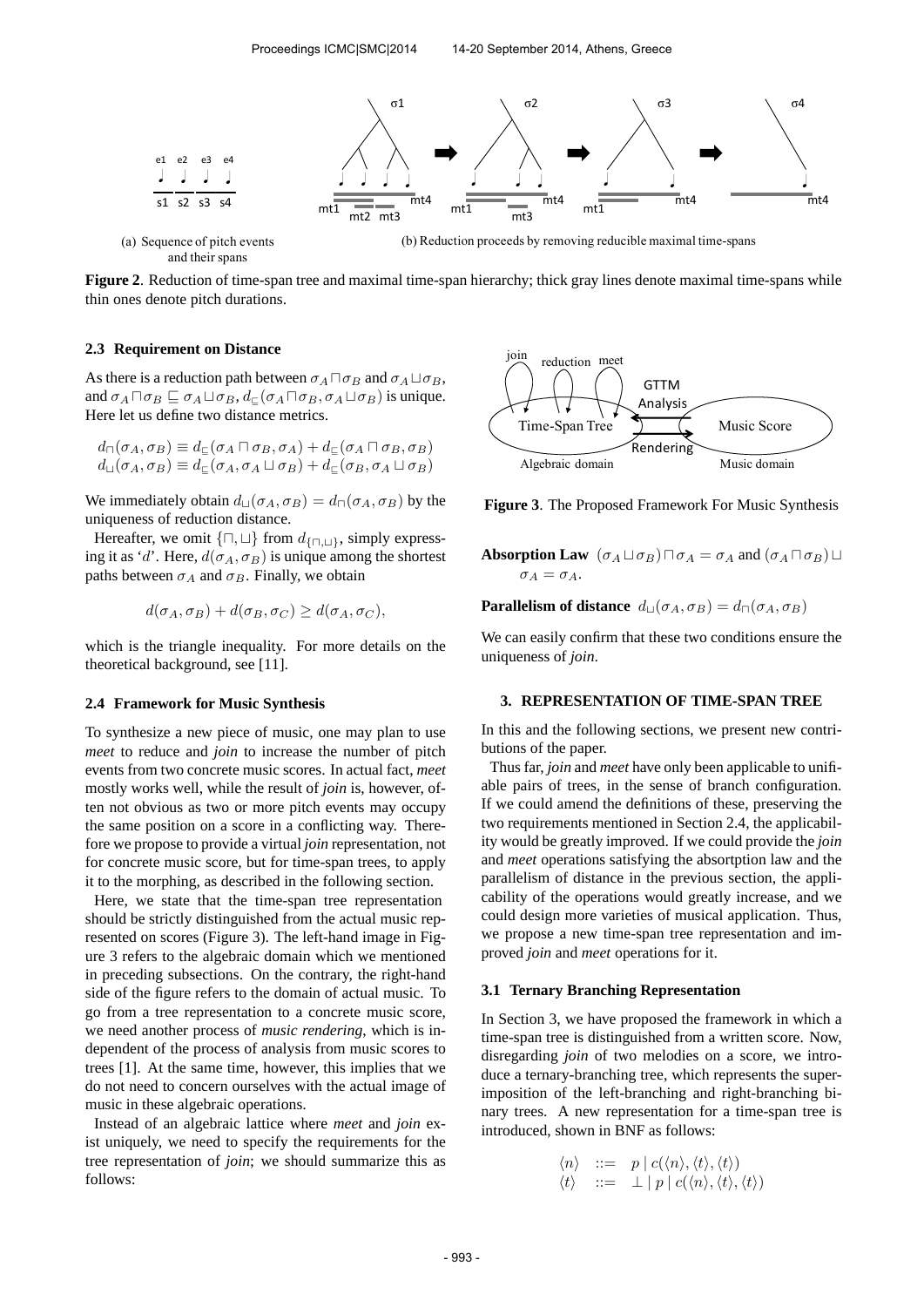(a) Sequence of pitch events and their spans

(b) Reduction proceeds by removing reducible maximal time-spans

**Figure 2**. Reduction of time-span tree and maximal time-span hierarchy; thick gray lines denote maximal time-spans while thin ones denote pitch durations.

### 2.3 Requirement on Distance

As there is a reduction path between $\sigma_A \sqcap \sigma_B$ and $\sigma_A \sqcup \sigma_B$, and $\sigma_A \sqcap \sigma_B \sqsubseteq \sigma_A \sqcup \sigma_B$, $d_{\sqsubseteq}(\sigma_A \sqcap \sigma_B, \sigma_A \sqcup \sigma_B)$ is unique. Here let us define two distance metrics.

$$d_{\sqcap}(\sigma_A, \sigma_B) \equiv d_{\sqsubseteq}(\sigma_A \sqcap \sigma_B, \sigma_A) + d_{\sqsubseteq}(\sigma_A \sqcap \sigma_B, \sigma_B)$$
$$d_{\sqcup}(\sigma_A, \sigma_B) \equiv d_{\sqsubseteq}(\sigma_A, \sigma_A \sqcup \sigma_B) + d_{\sqsubseteq}(\sigma_B, \sigma_A \sqcup \sigma_B)$$

We immediately obtain $d_{\sqcup}(\sigma_A, \sigma_B) = d_{\sqcap}(\sigma_A, \sigma_B)$ by the uniqueness of reduction distance.

Hereafter, we omit $\{\sqcap, \sqcup\}$ from $d_{\{\sqcap,\sqcup\}}$, simply expressing it as '$d$'. Here, $d(\sigma_A, \sigma_B)$ is unique among the shortest paths between $\sigma_A$ and $\sigma_B$. Finally, we obtain

$$d(\sigma_A, \sigma_B) + d(\sigma_B, \sigma_C) \geq d(\sigma_A, \sigma_C),$$

which is the triangle inequality. For more details on the theoretical background, see [11].

### 2.4 Framework for Music Synthesis

To synthesize a new piece of music, one may plan to use *meet* to reduce and *join* to increase the number of pitch events from two concrete music scores. In actual fact, *meet* mostly works well, while the result of *join* is, however, often not obvious as two or more pitch events may occupy the same position on a score in a conflicting way. Therefore we propose to provide a virtual *join* representation, not for concrete music score, but for time-span trees, to apply it to the morphing, as described in the following section.

Here, we state that the time-span tree representation should be strictly distinguished from the actual music represented on scores (Figure 3). The left-hand image in Figure 3 refers to the algebraic domain which we mentioned in preceding subsections. On the contrary, the right-hand side of the figure refers to the domain of actual music. To go from a tree representation to a concrete music score, we need another process of *music rendering*, which is independent of the process of analysis from music scores to trees [1]. At the same time, however, this implies that we do not need to concern ourselves with the actual image of music in these algebraic operations.

Instead of an algebraic lattice where *meet* and *join* exist uniquely, we need to specify the requirements for the tree representation of *join*; we should summarize this as follows:

**Figure 3**. The Proposed Framework For Music Synthesis

**Absorption Law** $(\sigma_A \sqcup \sigma_B) \sqcap \sigma_A = \sigma_A$ and $(\sigma_A \sqcap \sigma_B) \sqcup \sigma_A = \sigma_A$.

**Parallelism of distance** $d_{\sqcup}(\sigma_A, \sigma_B) = d_{\sqcap}(\sigma_A, \sigma_B)$

We can easily confirm that these two conditions ensure the uniqueness of *join*.

## 3. REPRESENTATION OF TIME-SPAN TREE

In this and the following sections, we present new contributions of the paper.

Thus far, *join* and *meet* have only been applicable to unifiable pairs of trees, in the sense of branch configuration. If we could amend the definitions of these, preserving the two requirements mentioned in Section 2.4, the applicability would be greatly improved. If we could provide the *join* and *meet* operations satisfying the absortption law and the parallelism of distance in the previous section, the applicability of the operations would greatly increase, and we could design more varieties of musical application. Thus, we propose a new time-span tree representation and improved *join* and *meet* operations for it.

### 3.1 Ternary Branching Representation

In Section 3, we have proposed the framework in which a time-span tree is distinguished from a written score. Now, disregarding *join* of two melodies on a score, we introduce a ternary-branching tree, which represents the superimposition of the left-branching and right-branching binary trees. A new representation for a time-span tree is introduced, shown in BNF as follows:

$$\begin{array}{lcl} \langle n \rangle & ::= & p \mid c(\langle n \rangle, \langle t \rangle, \langle t \rangle) \\ \langle t \rangle & ::= & \perp \mid p \mid c(\langle n \rangle, \langle t \rangle, \langle t \rangle) \end{array}$$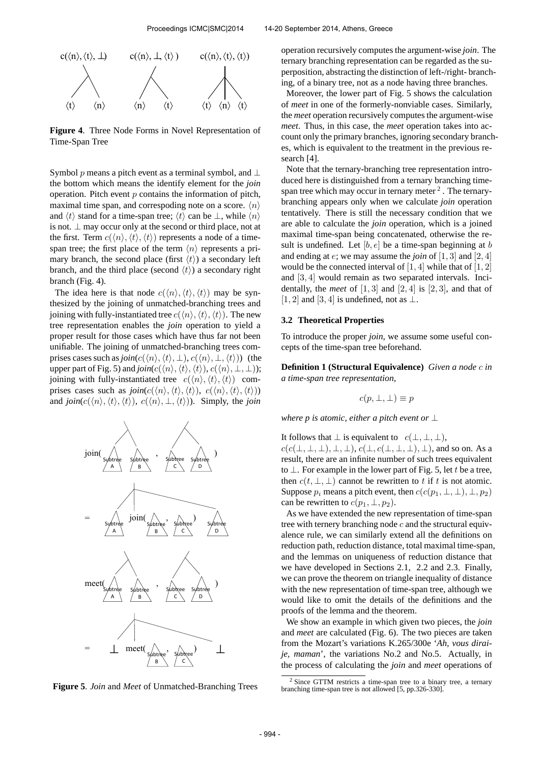**Figure 4**. Three Node Forms in Novel Representation of Time-Span Tree

Symbol $p$ means a pitch event as a terminal symbol, and $\bot$ the bottom which means the identify element for the *join* operation. Pitch event $p$ contains the information of pitch, maximal time span, and correspoding note on a score. $\langle n \rangle$ and $\langle t \rangle$ stand for a time-span tree; $\langle t \rangle$ can be $\bot$, while $\langle n \rangle$ is not. $\bot$ may occur only at the second or third place, not at the first. Term $c(\langle n \rangle, \langle t \rangle, \langle t \rangle)$ represents a node of a time-span tree; the first place of the term $\langle n \rangle$ represents a primary branch, the second place (first $\langle t \rangle$) a secondary left branch, and the third place (second $\langle t \rangle$) a secondary right branch (Fig. 4).

The idea here is that node $c(\langle n \rangle, \langle t \rangle, \langle t \rangle)$ may be synthesized by the joining of unmatched-branching trees and joining with fully-instantiated tree $c(\langle n \rangle, \langle t \rangle, \langle t \rangle)$. The new tree representation enables the *join* operation to yield a proper result for those cases which have thus far not been unifiable. The joining of unmatched-branching trees comprises cases such as *join*($c(\langle n \rangle, \langle t \rangle, \bot)$, $c(\langle n \rangle, \bot, \langle t \rangle)$) (the upper part of Fig. 5) and *join*($c(\langle n \rangle, \langle t \rangle, \langle t \rangle)$, $c(\langle n \rangle, \bot, \bot)$); joining with fully-instantiated tree $c(\langle n \rangle, \langle t \rangle, \langle t \rangle)$ comprises cases such as *join*($c(\langle n \rangle, \langle t \rangle, \langle t \rangle)$, $c(\langle n \rangle, \langle t \rangle, \langle t \rangle)$) and *join*($c(\langle n \rangle, \langle t \rangle, \langle t \rangle)$, $c(\langle n \rangle, \bot, \langle t \rangle)$). Simply, the *join* operation recursively computes the argument-wise *join*. The ternary branching representation can be regarded as the superposition, abstracting the distinction of left-/right- branching, of a binary tree, not as a node having three branches.

**Figure 5**. *Join* and *Meet* of Unmatched-Branching Trees

Moreover, the lower part of Fig. 5 shows the calculation of *meet* in one of the formerly-nonviable cases. Similarly, the *meet* operation recursively computes the argument-wise *meet*. Thus, in this case, the *meet* operation takes into account only the primary branches, ignoring secondary branches, which is equivalent to the treatment in the previous research [4].

Note that the ternary-branching tree representation introduced here is distinguished from a ternary branching time-span tree which may occur in ternary meter [2]. The ternary-branching appears only when we calculate *join* operation tentatively. There is still the necessary condition that we are able to calculate the *join* operation, which is a joined maximal time-span being concatenated, otherwise the result is undefined. Let $[b, e]$ be a time-span beginning at $b$ and ending at $e$; we may assume the *join* of $[1, 3]$ and $[2, 4]$ would be the connected interval of $[1, 4]$ while that of $[1, 2]$ and $[3, 4]$ would remain as two separated intervals. Incidentally, the *meet* of $[1, 3]$ and $[2, 4]$ is $[2, 3]$, and that of $[1, 2]$ and $[3, 4]$ is undefined, not as $\bot$.

### 3.2 Theoretical Properties

To introduce the proper *join*, we assume some useful concepts of the time-span tree beforehand.

**Definition 1 (Structural Equivalence)** *Given a node $c$ in a time-span tree representation,*

$$c(p, \bot, \bot) \equiv p$$

*where p is atomic, either a pitch event or $\bot$*

It follows that $\bot$ is equivalent to $c(\bot, \bot, \bot)$, $c(c(\bot, \bot, \bot), \bot, \bot)$, $c(\bot, c(\bot, \bot, \bot), \bot)$, and so on. As a result, there are an infinite number of such trees equivalent to $\bot$. For example in the lower part of Fig. 5, let $t$ be a tree, then $c(t, \bot, \bot)$ cannot be rewritten to $t$ if $t$ is not atomic. Suppose $p_i$ means a pitch event, then $c(c(p_1, \bot, \bot), \bot, p_2)$ can be rewritten to $c(p_1, \bot, p_2)$.

As we have extended the new representation of time-span tree with ternery branching node $c$ and the structural equivalence rule, we can similarly extend all the definitions on reduction path, reduction distance, total maximal time-span, and the lemmas on uniqueness of reduction distance that we have developed in Sections 2.1, 2.2 and 2.3. Finally, we can prove the theorem on triangle inequality of distance with the new representation of time-span tree, although we would like to omit the details of the definitions and the proofs of the lemma and the theorem.

We show an example in which given two pieces, the *join* and *meet* are calculated (Fig. 6). The two pieces are taken from the Mozart's variations K.265/300e '*Ah, vous dirai-je, maman*', the variations No.2 and No.5. Actually, in the process of calculating the *join* and *meet* operations of

[2] Since GTTM restricts a time-span tree to a binary tree, a ternary branching time-span tree is not allowed [5, pp.326-330].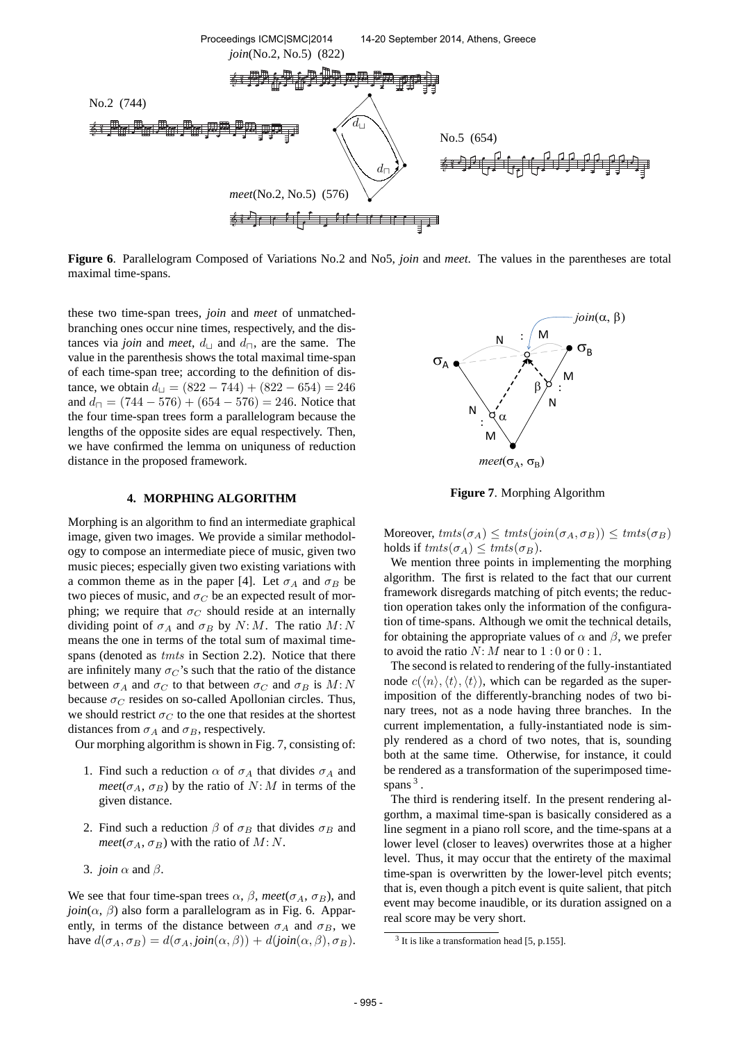**Figure 6**. Parallelogram Composed of Variations No.2 and No5, *join* and *meet*. The values in the parentheses are total maximal time-spans.

these two time-span trees, *join* and *meet* of unmatched-branching ones occur nine times, respectively, and the distances via *join* and *meet*, $d_\sqcup$ and $d_\sqcap$, are the same. The value in the parenthesis shows the total maximal time-span of each time-span tree; according to the definition of distance, we obtain $d_\sqcup = (822 - 744) + (822 - 654) = 246$ and $d_\sqcap = (744 - 576) + (654 - 576) = 246$. Notice that the four time-span trees form a parallelogram because the lengths of the opposite sides are equal respectively. Then, we have confirmed the lemma on uniquness of reduction distance in the proposed framework.

## 4. MORPHING ALGORITHM

Morphing is an algorithm to find an intermediate graphical image, given two images. We provide a similar methodology to compose an intermediate piece of music, given two music pieces; especially given two existing variations with a common theme as in the paper [4]. Let $\sigma_A$ and $\sigma_B$ be two pieces of music, and $\sigma_C$ be an expected result of morphing; we require that $\sigma_C$ should reside at an internally dividing point of $\sigma_A$ and $\sigma_B$ by $N\colon M$. The ratio $M\colon N$ means the one in terms of the total sum of maximal time-spans (denoted as $tmts$ in Section 2.2). Notice that there are infinitely many $\sigma_C$'s such that the ratio of the distance between $\sigma_A$ and $\sigma_C$ to that between $\sigma_C$ and $\sigma_B$ is $M\colon N$ because $\sigma_C$ resides on so-called Apollonian circles. Thus, we should restrict $\sigma_C$ to the one that resides at the shortest distances from $\sigma_A$ and $\sigma_B$, respectively.

Our morphing algorithm is shown in Fig. 7, consisting of:

1. Find such a reduction $\alpha$ of $\sigma_A$ that divides $\sigma_A$ and *meet*($\sigma_A$, $\sigma_B$) by the ratio of $N\colon M$ in terms of the given distance.
2. Find such a reduction $\beta$ of $\sigma_B$ that divides $\sigma_B$ and *meet*($\sigma_A$, $\sigma_B$) with the ratio of $M\colon N$.
3. *join* $\alpha$ and $\beta$.

We see that four time-span trees $\alpha$, $\beta$, *meet*($\sigma_A$, $\sigma_B$), and *join*($\alpha$, $\beta$) also form a parallelogram as in Fig. 6. Apparently, in terms of the distance between $\sigma_A$ and $\sigma_B$, we have $d(\sigma_A, \sigma_B) = d(\sigma_A, join(\alpha, \beta)) + d(join(\alpha, \beta), \sigma_B)$.

**Figure 7**. Morphing Algorithm

Moreover, $tmts(\sigma_A) \le tmts(join(\sigma_A, \sigma_B)) \le tmts(\sigma_B)$ holds if $tmts(\sigma_A) \le tmts(\sigma_B)$.

We mention three points in implementing the morphing algorithm. The first is related to the fact that our current framework disregards matching of pitch events; the reduction operation takes only the information of the configuration of time-spans. Although we omit the technical details, for obtaining the appropriate values of $\alpha$ and $\beta$, we prefer to avoid the ratio $N\colon M$ near to $1:0$ or $0:1$.

The second is related to rendering of the fully-instantiated node $c(\langle n\rangle, \langle t\rangle, \langle t\rangle)$, which can be regarded as the superimposition of the differently-branching nodes of two binary trees, not as a node having three branches. In the current implementation, a fully-instantiated node is simply rendered as a chord of two notes, that is, sounding both at the same time. Otherwise, for instance, it could be rendered as a transformation of the superimposed time-spans [3].

The third is rendering itself. In the present rendering algorthm, a maximal time-span is basically considered as a line segment in a piano roll score, and the time-spans at a lower level (closer to leaves) overwrites those at a higher level. Thus, it may occur that the entirety of the maximal time-span is overwritten by the lower-level pitch events; that is, even though a pitch event is quite salient, that pitch event may become inaudible, or its duration assigned on a real score may be very short.

[3] It is like a transformation head [5, p.155].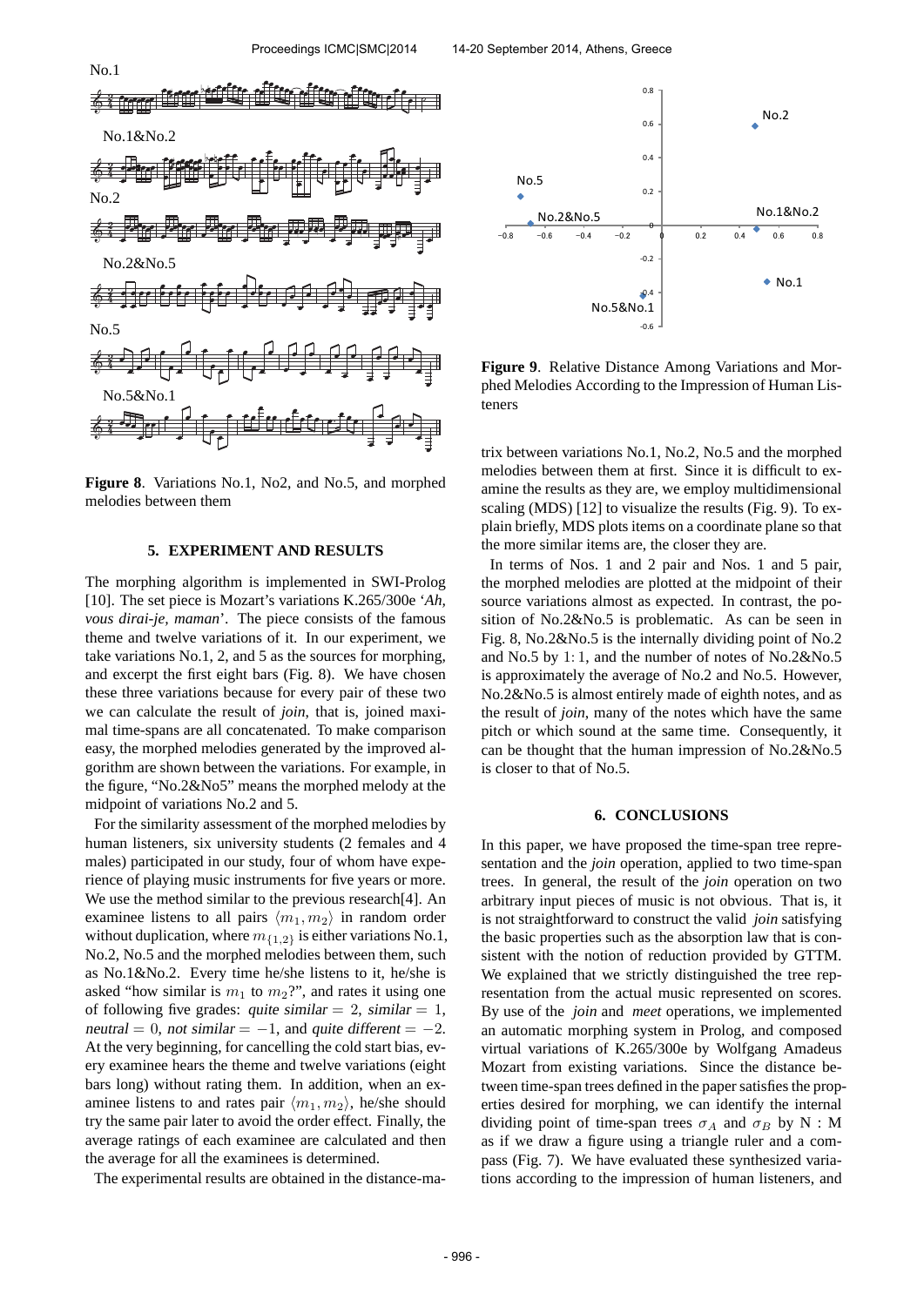Figure 8. Variations No.1, No2, and No.5, and morphed melodies between them

## 5. EXPERIMENT AND RESULTS

The morphing algorithm is implemented in SWI-Prolog [10]. The set piece is Mozart's variations K.265/300e '*Ah, vous dirai-je, maman*'. The piece consists of the famous theme and twelve variations of it. In our experiment, we take variations No.1, 2, and 5 as the sources for morphing, and excerpt the first eight bars (Fig. 8). We have chosen these three variations because for every pair of these two we can calculate the result of *join*, that is, joined maximal time-spans are all concatenated. To make comparison easy, the morphed melodies generated by the improved algorithm are shown between the variations. For example, in the figure, "No.2&No5" means the morphed melody at the midpoint of variations No.2 and 5.

For the similarity assessment of the morphed melodies by human listeners, six university students (2 females and 4 males) participated in our study, four of whom have experience of playing music instruments for five years or more. We use the method similar to the previous research[4]. An examinee listens to all pairs $\langle m_1, m_2 \rangle$ in random order without duplication, where $m_{\{1,2\}}$ is either variations No.1, No.2, No.5 and the morphed melodies between them, such as No.1&No.2. Every time he/she listens to it, he/she is asked "how similar is $m_1$ to $m_2$?", and rates it using one of following five grades: *quite similar* $= 2$, *similar* $= 1$, *neutral* $= 0$, *not similar* $= -1$, and *quite different* $= -2$. At the very beginning, for cancelling the cold start bias, every examinee hears the theme and twelve variations (eight bars long) without rating them. In addition, when an examinee listens to and rates pair $\langle m_1, m_2 \rangle$, he/she should try the same pair later to avoid the order effect. Finally, the average ratings of each examinee are calculated and then the average for all the examinees is determined.

The experimental results are obtained in the distance-matrix between variations No.1, No.2, No.5 and the morphed melodies between them at first. Since it is difficult to examine the results as they are, we employ multidimensional scaling (MDS) [12] to visualize the results (Fig. 9). To explain briefly, MDS plots items on a coordinate plane so that the more similar items are, the closer they are.

Figure 9. Relative Distance Among Variations and Morphed Melodies According to the Impression of Human Listeners

In terms of Nos. 1 and 2 pair and Nos. 1 and 5 pair, the morphed melodies are plotted at the midpoint of their source variations almost as expected. In contrast, the position of No.2&No.5 is problematic. As can be seen in Fig. 8, No.2&No.5 is the internally dividing point of No.2 and No.5 by 1 : 1, and the number of notes of No.2&No.5 is approximately the average of No.2 and No.5. However, No.2&No.5 is almost entirely made of eighth notes, and as the result of *join*, many of the notes which have the same pitch or which sound at the same time. Consequently, it can be thought that the human impression of No.2&No.5 is closer to that of No.5.

## 6. CONCLUSIONS

In this paper, we have proposed the time-span tree representation and the *join* operation, applied to two time-span trees. In general, the result of the *join* operation on two arbitrary input pieces of music is not obvious. That is, it is not straightforward to construct the valid *join* satisfying the basic properties such as the absorption law that is consistent with the notion of reduction provided by GTTM. We explained that we strictly distinguished the tree representation from the actual music represented on scores. By use of the *join* and *meet* operations, we implemented an automatic morphing system in Prolog, and composed virtual variations of K.265/300e by Wolfgang Amadeus Mozart from existing variations. Since the distance between time-span trees defined in the paper satisfies the properties desired for morphing, we can identify the internal dividing point of time-span trees $\sigma_A$ and $\sigma_B$ by N : M as if we draw a figure using a triangle ruler and a compass (Fig. 7). We have evaluated these synthesized variations according to the impression of human listeners, and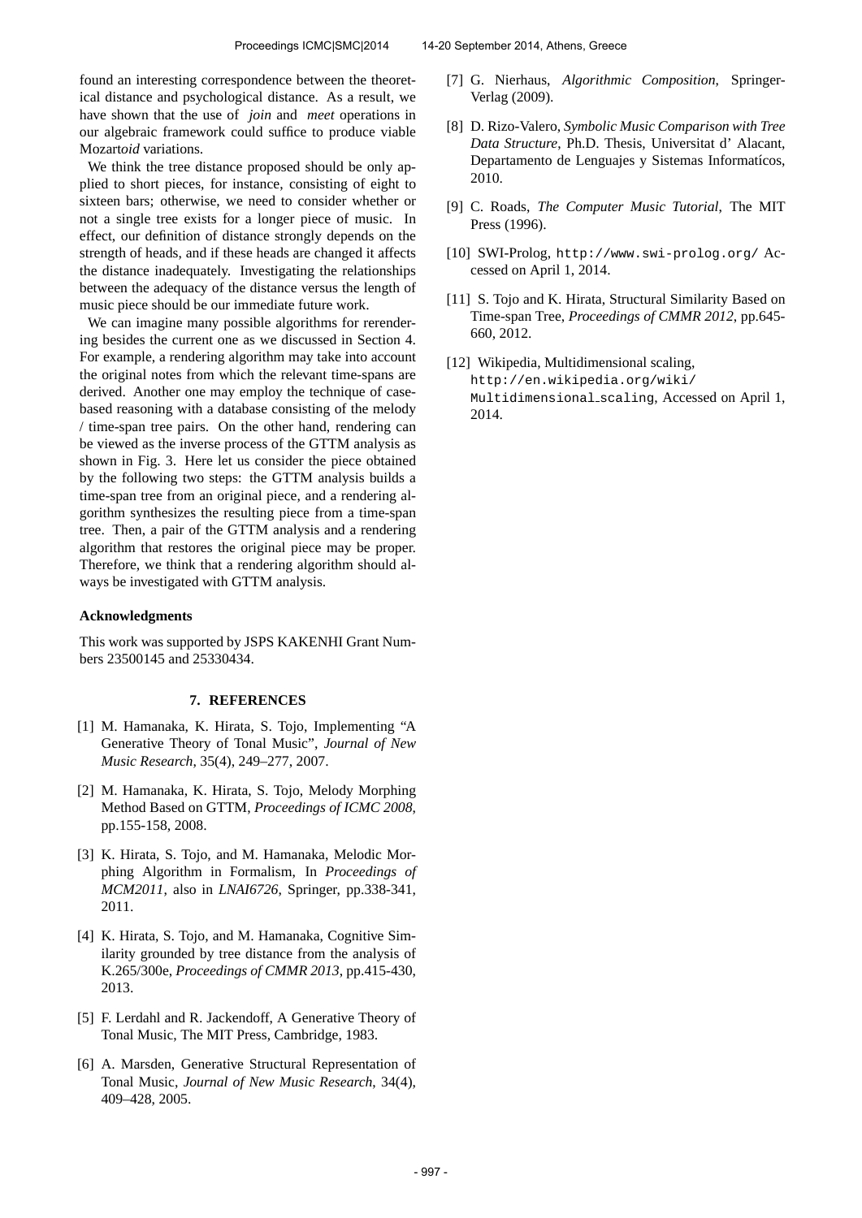found an interesting correspondence between the theoretical distance and psychological distance. As a result, we have shown that the use of *join* and *meet* operations in our algebraic framework could suffice to produce viable Mozart*oid* variations.

We think the tree distance proposed should be only applied to short pieces, for instance, consisting of eight to sixteen bars; otherwise, we need to consider whether or not a single tree exists for a longer piece of music. In effect, our definition of distance strongly depends on the strength of heads, and if these heads are changed it affects the distance inadequately. Investigating the relationships between the adequacy of the distance versus the length of music piece should be our immediate future work.

We can imagine many possible algorithms for rerendering besides the current one as we discussed in Section 4. For example, a rendering algorithm may take into account the original notes from which the relevant time-spans are derived. Another one may employ the technique of case-based reasoning with a database consisting of the melody / time-span tree pairs. On the other hand, rendering can be viewed as the inverse process of the GTTM analysis as shown in Fig. 3. Here let us consider the piece obtained by the following two steps: the GTTM analysis builds a time-span tree from an original piece, and a rendering algorithm synthesizes the resulting piece from a time-span tree. Then, a pair of the GTTM analysis and a rendering algorithm that restores the original piece may be proper. Therefore, we think that a rendering algorithm should always be investigated with GTTM analysis.

### Acknowledgments

This work was supported by JSPS KAKENHI Grant Numbers 23500145 and 25330434.

## 7. REFERENCES

[1] M. Hamanaka, K. Hirata, S. Tojo, Implementing "A Generative Theory of Tonal Music", *Journal of New Music Research*, 35(4), 249–277, 2007.

[2] M. Hamanaka, K. Hirata, S. Tojo, Melody Morphing Method Based on GTTM, *Proceedings of ICMC 2008*, pp.155-158, 2008.

[3] K. Hirata, S. Tojo, and M. Hamanaka, Melodic Morphing Algorithm in Formalism, In *Proceedings of MCM2011*, also in *LNAI6726*, Springer, pp.338-341, 2011.

[4] K. Hirata, S. Tojo, and M. Hamanaka, Cognitive Similarity grounded by tree distance from the analysis of K.265/300e, *Proceedings of CMMR 2013*, pp.415-430, 2013.

[5] F. Lerdahl and R. Jackendoff, A Generative Theory of Tonal Music, The MIT Press, Cambridge, 1983.

[6] A. Marsden, Generative Structural Representation of Tonal Music, *Journal of New Music Research*, 34(4), 409–428, 2005.

[7] G. Nierhaus, *Algorithmic Composition*, Springer-Verlag (2009).

[8] D. Rizo-Valero, *Symbolic Music Comparison with Tree Data Structure*, Ph.D. Thesis, Universitat d' Alacant, Departamento de Lenguajes y Sistemas Informatícos, 2010.

[9] C. Roads, *The Computer Music Tutorial*, The MIT Press (1996).

[10] SWI-Prolog, `http://www.swi-prolog.org/` Accessed on April 1, 2014.

[11] S. Tojo and K. Hirata, Structural Similarity Based on Time-span Tree, *Proceedings of CMMR 2012*, pp.645-660, 2012.

[12] Wikipedia, Multidimensional scaling, `http://en.wikipedia.org/wiki/Multidimensional_scaling`, Accessed on April 1, 2014.